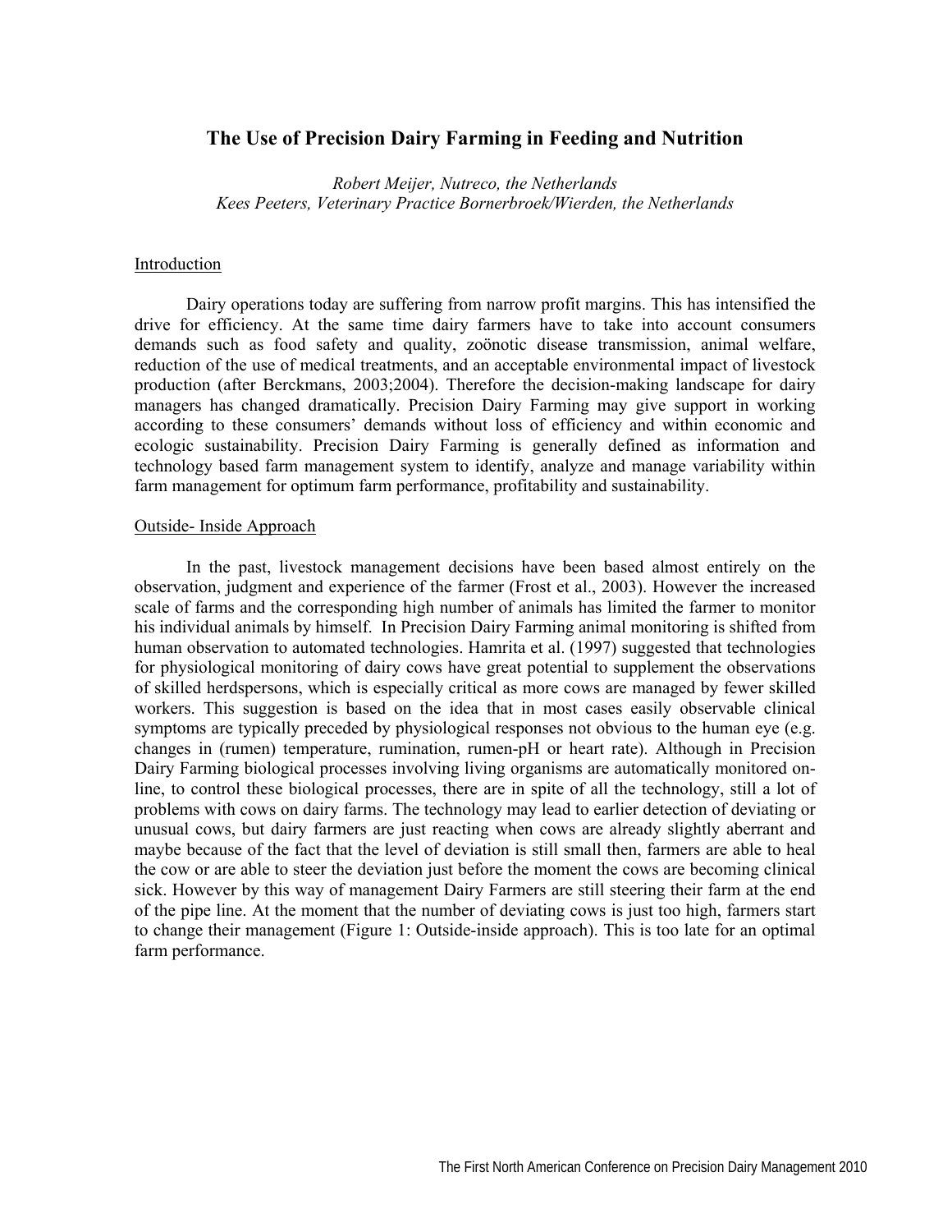# The Use of Precision Dairy Farming in Feeding and Nutrition

*Robert Meijer, Nutreco, the Netherlands*
*Kees Peeters, Veterinary Practice Bornerbroek/Wierden, the Netherlands*

## Introduction

Dairy operations today are suffering from narrow profit margins. This has intensified the drive for efficiency. At the same time dairy farmers have to take into account consumers demands such as food safety and quality, zoönotic disease transmission, animal welfare, reduction of the use of medical treatments, and an acceptable environmental impact of livestock production (after Berckmans, 2003;2004). Therefore the decision-making landscape for dairy managers has changed dramatically. Precision Dairy Farming may give support in working according to these consumers' demands without loss of efficiency and within economic and ecologic sustainability. Precision Dairy Farming is generally defined as information and technology based farm management system to identify, analyze and manage variability within farm management for optimum farm performance, profitability and sustainability.

## Outside- Inside Approach

In the past, livestock management decisions have been based almost entirely on the observation, judgment and experience of the farmer (Frost et al., 2003). However the increased scale of farms and the corresponding high number of animals has limited the farmer to monitor his individual animals by himself. In Precision Dairy Farming animal monitoring is shifted from human observation to automated technologies. Hamrita et al. (1997) suggested that technologies for physiological monitoring of dairy cows have great potential to supplement the observations of skilled herdspersons, which is especially critical as more cows are managed by fewer skilled workers. This suggestion is based on the idea that in most cases easily observable clinical symptoms are typically preceded by physiological responses not obvious to the human eye (e.g. changes in (rumen) temperature, rumination, rumen-pH or heart rate). Although in Precision Dairy Farming biological processes involving living organisms are automatically monitored on-line, to control these biological processes, there are in spite of all the technology, still a lot of problems with cows on dairy farms. The technology may lead to earlier detection of deviating or unusual cows, but dairy farmers are just reacting when cows are already slightly aberrant and maybe because of the fact that the level of deviation is still small then, farmers are able to heal the cow or are able to steer the deviation just before the moment the cows are becoming clinical sick. However by this way of management Dairy Farmers are still steering their farm at the end of the pipe line. At the moment that the number of deviating cows is just too high, farmers start to change their management (Figure 1: Outside-inside approach). This is too late for an optimal farm performance.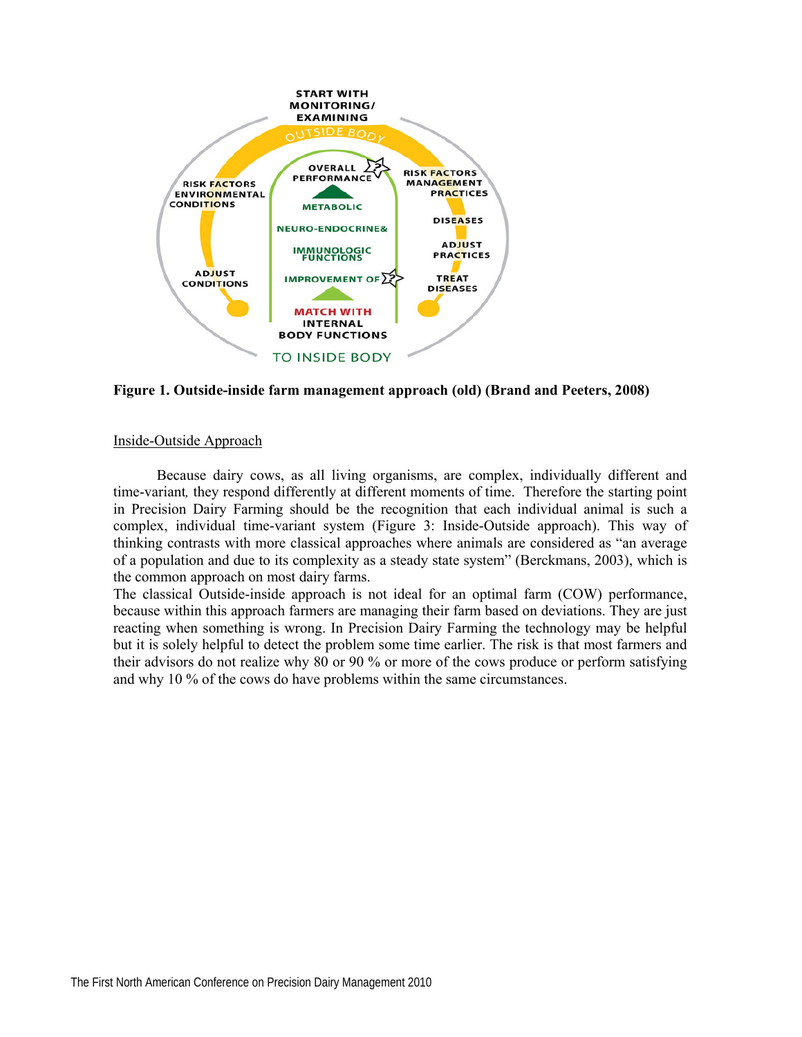**Figure 1. Outside-inside farm management approach (old) (Brand and Peeters, 2008)**

<u>Inside-Outside Approach</u>

Because dairy cows, as all living organisms, are complex, individually different and time-variant, they respond differently at different moments of time. Therefore the starting point in Precision Dairy Farming should be the recognition that each individual animal is such a complex, individual time-variant system (Figure 3: Inside-Outside approach). This way of thinking contrasts with more classical approaches where animals are considered as "an average of a population and due to its complexity as a steady state system" (Berckmans, 2003), which is the common approach on most dairy farms.

The classical Outside-inside approach is not ideal for an optimal farm (COW) performance, because within this approach farmers are managing their farm based on deviations. They are just reacting when something is wrong. In Precision Dairy Farming the technology may be helpful but it is solely helpful to detect the problem some time earlier. The risk is that most farmers and their advisors do not realize why 80 or 90 % or more of the cows produce or perform satisfying and why 10 % of the cows do have problems within the same circumstances.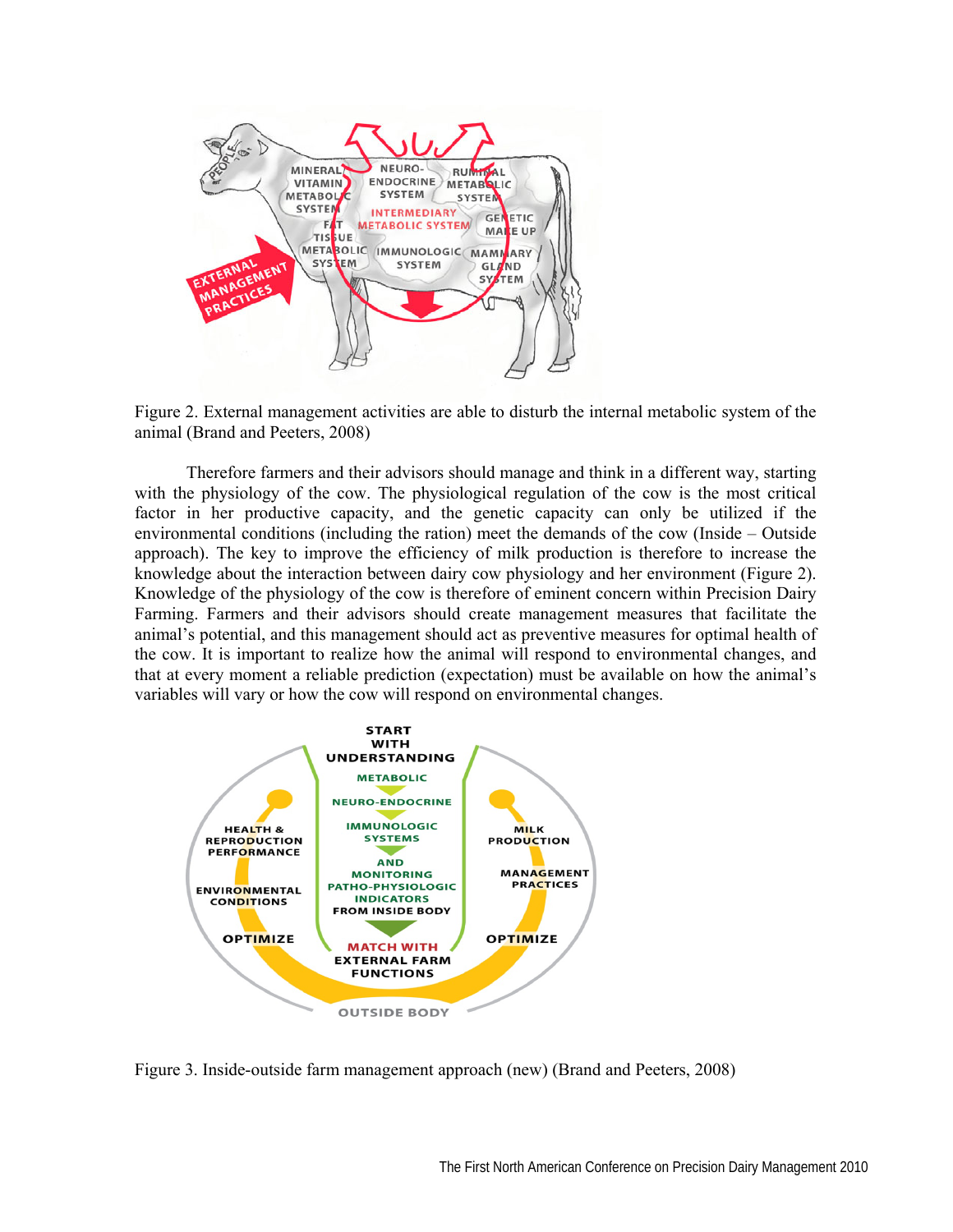Figure 2. External management activities are able to disturb the internal metabolic system of the animal (Brand and Peeters, 2008)

Therefore farmers and their advisors should manage and think in a different way, starting with the physiology of the cow. The physiological regulation of the cow is the most critical factor in her productive capacity, and the genetic capacity can only be utilized if the environmental conditions (including the ration) meet the demands of the cow (Inside – Outside approach). The key to improve the efficiency of milk production is therefore to increase the knowledge about the interaction between dairy cow physiology and her environment (Figure 2). Knowledge of the physiology of the cow is therefore of eminent concern within Precision Dairy Farming. Farmers and their advisors should create management measures that facilitate the animal's potential, and this management should act as preventive measures for optimal health of the cow. It is important to realize how the animal will respond to environmental changes, and that at every moment a reliable prediction (expectation) must be available on how the animal's variables will vary or how the cow will respond on environmental changes.

Figure 3. Inside-outside farm management approach (new) (Brand and Peeters, 2008)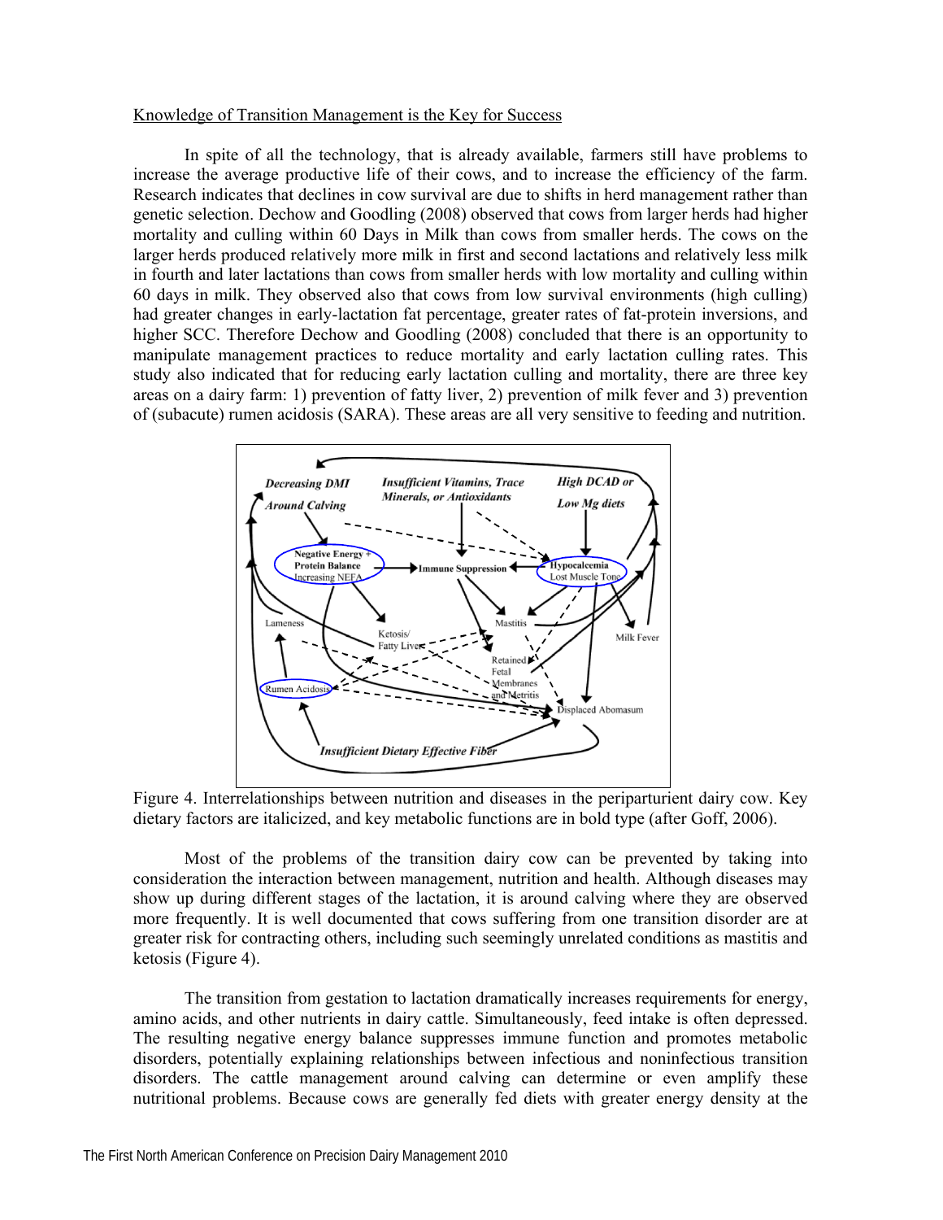Knowledge of Transition Management is the Key for Success

In spite of all the technology, that is already available, farmers still have problems to increase the average productive life of their cows, and to increase the efficiency of the farm. Research indicates that declines in cow survival are due to shifts in herd management rather than genetic selection. Dechow and Goodling (2008) observed that cows from larger herds had higher mortality and culling within 60 Days in Milk than cows from smaller herds. The cows on the larger herds produced relatively more milk in first and second lactations and relatively less milk in fourth and later lactations than cows from smaller herds with low mortality and culling within 60 days in milk. They observed also that cows from low survival environments (high culling) had greater changes in early-lactation fat percentage, greater rates of fat-protein inversions, and higher SCC. Therefore Dechow and Goodling (2008) concluded that there is an opportunity to manipulate management practices to reduce mortality and early lactation culling rates. This study also indicated that for reducing early lactation culling and mortality, there are three key areas on a dairy farm: 1) prevention of fatty liver, 2) prevention of milk fever and 3) prevention of (subacute) rumen acidosis (SARA). These areas are all very sensitive to feeding and nutrition.

Figure 4. Interrelationships between nutrition and diseases in the periparturient dairy cow. Key dietary factors are italicized, and key metabolic functions are in bold type (after Goff, 2006).

Most of the problems of the transition dairy cow can be prevented by taking into consideration the interaction between management, nutrition and health. Although diseases may show up during different stages of the lactation, it is around calving where they are observed more frequently. It is well documented that cows suffering from one transition disorder are at greater risk for contracting others, including such seemingly unrelated conditions as mastitis and ketosis (Figure 4).

The transition from gestation to lactation dramatically increases requirements for energy, amino acids, and other nutrients in dairy cattle. Simultaneously, feed intake is often depressed. The resulting negative energy balance suppresses immune function and promotes metabolic disorders, potentially explaining relationships between infectious and noninfectious transition disorders. The cattle management around calving can determine or even amplify these nutritional problems. Because cows are generally fed diets with greater energy density at the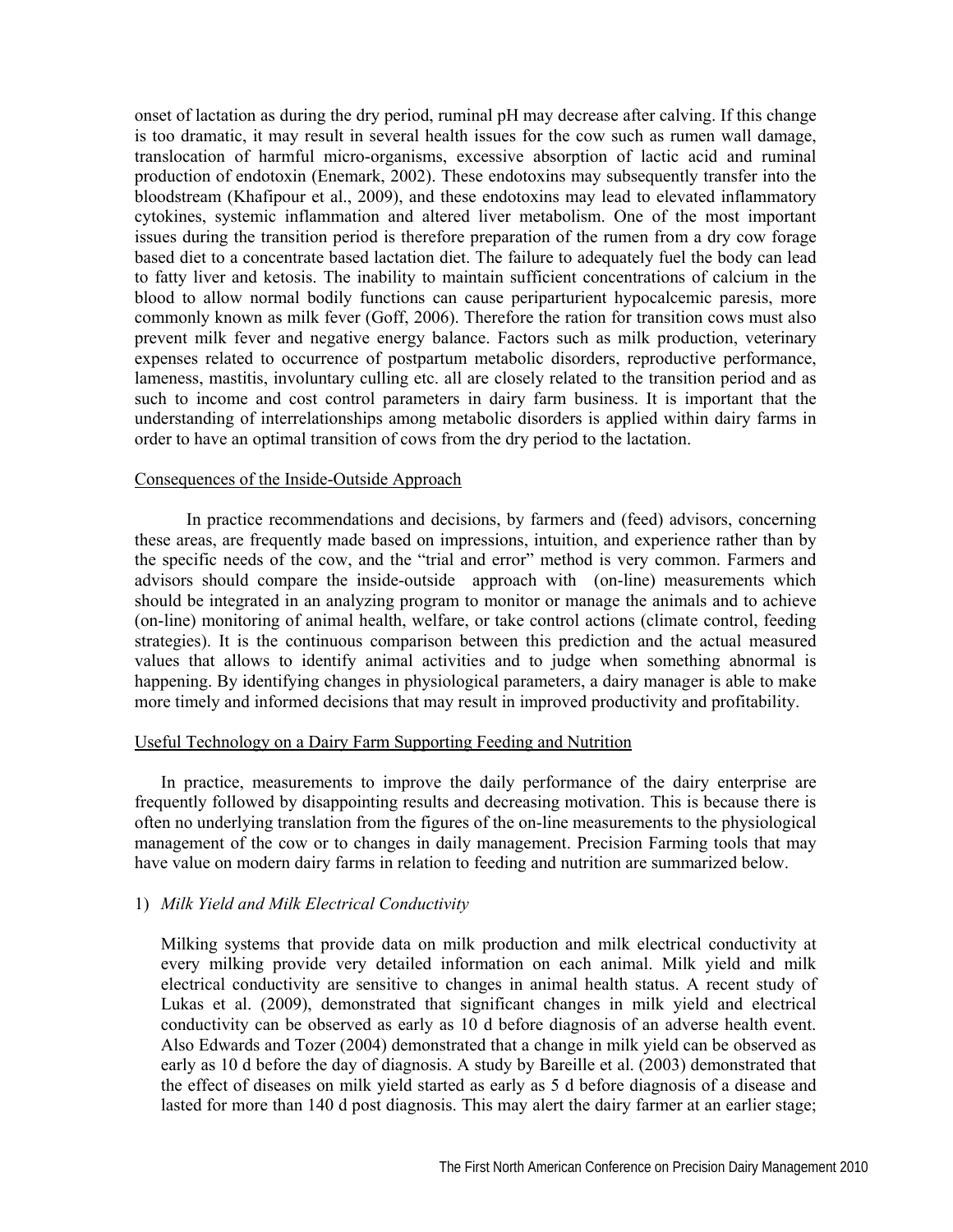onset of lactation as during the dry period, ruminal pH may decrease after calving. If this change is too dramatic, it may result in several health issues for the cow such as rumen wall damage, translocation of harmful micro-organisms, excessive absorption of lactic acid and ruminal production of endotoxin (Enemark, 2002). These endotoxins may subsequently transfer into the bloodstream (Khafipour et al., 2009), and these endotoxins may lead to elevated inflammatory cytokines, systemic inflammation and altered liver metabolism. One of the most important issues during the transition period is therefore preparation of the rumen from a dry cow forage based diet to a concentrate based lactation diet. The failure to adequately fuel the body can lead to fatty liver and ketosis. The inability to maintain sufficient concentrations of calcium in the blood to allow normal bodily functions can cause periparturient hypocalcemic paresis, more commonly known as milk fever (Goff, 2006). Therefore the ration for transition cows must also prevent milk fever and negative energy balance. Factors such as milk production, veterinary expenses related to occurrence of postpartum metabolic disorders, reproductive performance, lameness, mastitis, involuntary culling etc. all are closely related to the transition period and as such to income and cost control parameters in dairy farm business. It is important that the understanding of interrelationships among metabolic disorders is applied within dairy farms in order to have an optimal transition of cows from the dry period to the lactation.

## Consequences of the Inside-Outside Approach

In practice recommendations and decisions, by farmers and (feed) advisors, concerning these areas, are frequently made based on impressions, intuition, and experience rather than by the specific needs of the cow, and the "trial and error" method is very common. Farmers and advisors should compare the inside-outside approach with (on-line) measurements which should be integrated in an analyzing program to monitor or manage the animals and to achieve (on-line) monitoring of animal health, welfare, or take control actions (climate control, feeding strategies). It is the continuous comparison between this prediction and the actual measured values that allows to identify animal activities and to judge when something abnormal is happening. By identifying changes in physiological parameters, a dairy manager is able to make more timely and informed decisions that may result in improved productivity and profitability.

## Useful Technology on a Dairy Farm Supporting Feeding and Nutrition

In practice, measurements to improve the daily performance of the dairy enterprise are frequently followed by disappointing results and decreasing motivation. This is because there is often no underlying translation from the figures of the on-line measurements to the physiological management of the cow or to changes in daily management. Precision Farming tools that may have value on modern dairy farms in relation to feeding and nutrition are summarized below.

1) *Milk Yield and Milk Electrical Conductivity*

Milking systems that provide data on milk production and milk electrical conductivity at every milking provide very detailed information on each animal. Milk yield and milk electrical conductivity are sensitive to changes in animal health status. A recent study of Lukas et al. (2009), demonstrated that significant changes in milk yield and electrical conductivity can be observed as early as 10 d before diagnosis of an adverse health event. Also Edwards and Tozer (2004) demonstrated that a change in milk yield can be observed as early as 10 d before the day of diagnosis. A study by Bareille et al. (2003) demonstrated that the effect of diseases on milk yield started as early as 5 d before diagnosis of a disease and lasted for more than 140 d post diagnosis. This may alert the dairy farmer at an earlier stage;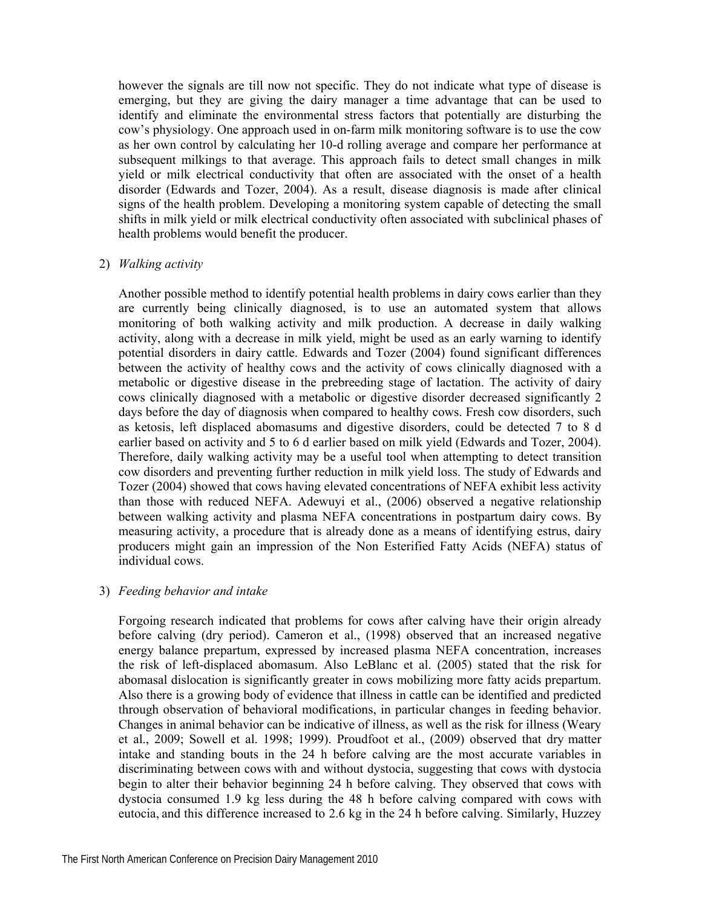however the signals are till now not specific. They do not indicate what type of disease is emerging, but they are giving the dairy manager a time advantage that can be used to identify and eliminate the environmental stress factors that potentially are disturbing the cow's physiology. One approach used in on-farm milk monitoring software is to use the cow as her own control by calculating her 10-d rolling average and compare her performance at subsequent milkings to that average. This approach fails to detect small changes in milk yield or milk electrical conductivity that often are associated with the onset of a health disorder (Edwards and Tozer, 2004). As a result, disease diagnosis is made after clinical signs of the health problem. Developing a monitoring system capable of detecting the small shifts in milk yield or milk electrical conductivity often associated with subclinical phases of health problems would benefit the producer.

2) *Walking activity*

Another possible method to identify potential health problems in dairy cows earlier than they are currently being clinically diagnosed, is to use an automated system that allows monitoring of both walking activity and milk production. A decrease in daily walking activity, along with a decrease in milk yield, might be used as an early warning to identify potential disorders in dairy cattle. Edwards and Tozer (2004) found significant differences between the activity of healthy cows and the activity of cows clinically diagnosed with a metabolic or digestive disease in the prebreeding stage of lactation. The activity of dairy cows clinically diagnosed with a metabolic or digestive disorder decreased significantly 2 days before the day of diagnosis when compared to healthy cows. Fresh cow disorders, such as ketosis, left displaced abomasums and digestive disorders, could be detected 7 to 8 d earlier based on activity and 5 to 6 d earlier based on milk yield (Edwards and Tozer, 2004). Therefore, daily walking activity may be a useful tool when attempting to detect transition cow disorders and preventing further reduction in milk yield loss. The study of Edwards and Tozer (2004) showed that cows having elevated concentrations of NEFA exhibit less activity than those with reduced NEFA. Adewuyi et al., (2006) observed a negative relationship between walking activity and plasma NEFA concentrations in postpartum dairy cows. By measuring activity, a procedure that is already done as a means of identifying estrus, dairy producers might gain an impression of the Non Esterified Fatty Acids (NEFA) status of individual cows.

3) *Feeding behavior and intake*

Forgoing research indicated that problems for cows after calving have their origin already before calving (dry period). Cameron et al., (1998) observed that an increased negative energy balance prepartum, expressed by increased plasma NEFA concentration, increases the risk of left-displaced abomasum. Also LeBlanc et al. (2005) stated that the risk for abomasal dislocation is significantly greater in cows mobilizing more fatty acids prepartum. Also there is a growing body of evidence that illness in cattle can be identified and predicted through observation of behavioral modifications, in particular changes in feeding behavior. Changes in animal behavior can be indicative of illness, as well as the risk for illness (Weary et al., 2009; Sowell et al. 1998; 1999). Proudfoot et al., (2009) observed that dry matter intake and standing bouts in the 24 h before calving are the most accurate variables in discriminating between cows with and without dystocia, suggesting that cows with dystocia begin to alter their behavior beginning 24 h before calving. They observed that cows with dystocia consumed 1.9 kg less during the 48 h before calving compared with cows with eutocia, and this difference increased to 2.6 kg in the 24 h before calving. Similarly, Huzzey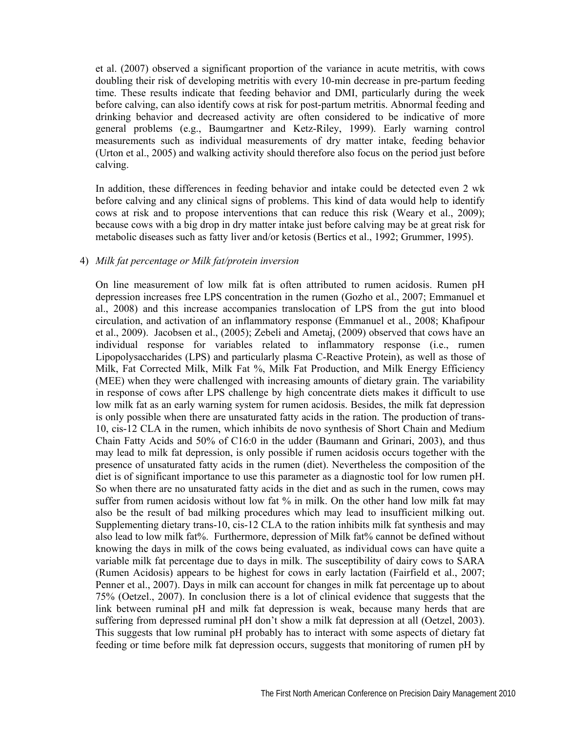et al. (2007) observed a significant proportion of the variance in acute metritis, with cows doubling their risk of developing metritis with every 10-min decrease in pre-partum feeding time. These results indicate that feeding behavior and DMI, particularly during the week before calving, can also identify cows at risk for post-partum metritis. Abnormal feeding and drinking behavior and decreased activity are often considered to be indicative of more general problems (e.g., Baumgartner and Ketz-Riley, 1999). Early warning control measurements such as individual measurements of dry matter intake, feeding behavior (Urton et al., 2005) and walking activity should therefore also focus on the period just before calving.

In addition, these differences in feeding behavior and intake could be detected even 2 wk before calving and any clinical signs of problems. This kind of data would help to identify cows at risk and to propose interventions that can reduce this risk (Weary et al., 2009); because cows with a big drop in dry matter intake just before calving may be at great risk for metabolic diseases such as fatty liver and/or ketosis (Bertics et al., 1992; Grummer, 1995).

4) *Milk fat percentage or Milk fat/protein inversion*

On line measurement of low milk fat is often attributed to rumen acidosis. Rumen pH depression increases free LPS concentration in the rumen (Gozho et al., 2007; Emmanuel et al., 2008) and this increase accompanies translocation of LPS from the gut into blood circulation, and activation of an inflammatory response (Emmanuel et al., 2008; Khafipour et al., 2009). Jacobsen et al., (2005); Zebeli and Ametaj, (2009) observed that cows have an individual response for variables related to inflammatory response (i.e., rumen Lipopolysaccharides (LPS) and particularly plasma C-Reactive Protein), as well as those of Milk, Fat Corrected Milk, Milk Fat %, Milk Fat Production, and Milk Energy Efficiency (MEE) when they were challenged with increasing amounts of dietary grain. The variability in response of cows after LPS challenge by high concentrate diets makes it difficult to use low milk fat as an early warning system for rumen acidosis. Besides, the milk fat depression is only possible when there are unsaturated fatty acids in the ration. The production of trans-10, cis-12 CLA in the rumen, which inhibits de novo synthesis of Short Chain and Medium Chain Fatty Acids and 50% of C16:0 in the udder (Baumann and Grinari, 2003), and thus may lead to milk fat depression, is only possible if rumen acidosis occurs together with the presence of unsaturated fatty acids in the rumen (diet). Nevertheless the composition of the diet is of significant importance to use this parameter as a diagnostic tool for low rumen pH. So when there are no unsaturated fatty acids in the diet and as such in the rumen, cows may suffer from rumen acidosis without low fat % in milk. On the other hand low milk fat may also be the result of bad milking procedures which may lead to insufficient milking out. Supplementing dietary trans-10, cis-12 CLA to the ration inhibits milk fat synthesis and may also lead to low milk fat%. Furthermore, depression of Milk fat% cannot be defined without knowing the days in milk of the cows being evaluated, as individual cows can have quite a variable milk fat percentage due to days in milk. The susceptibility of dairy cows to SARA (Rumen Acidosis) appears to be highest for cows in early lactation (Fairfield et al., 2007; Penner et al., 2007). Days in milk can account for changes in milk fat percentage up to about 75% (Oetzel., 2007). In conclusion there is a lot of clinical evidence that suggests that the link between ruminal pH and milk fat depression is weak, because many herds that are suffering from depressed ruminal pH don't show a milk fat depression at all (Oetzel, 2003). This suggests that low ruminal pH probably has to interact with some aspects of dietary fat feeding or time before milk fat depression occurs, suggests that monitoring of rumen pH by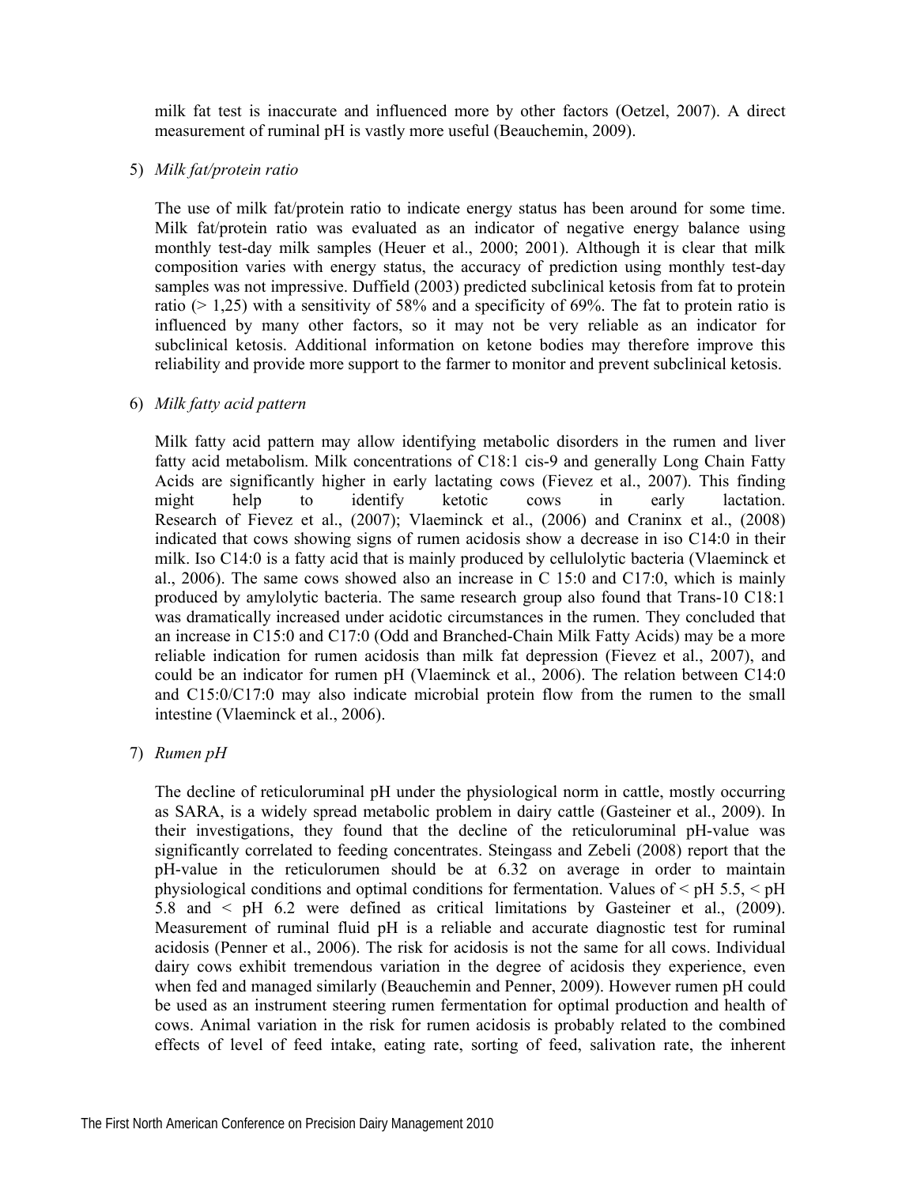milk fat test is inaccurate and influenced more by other factors (Oetzel, 2007). A direct measurement of ruminal pH is vastly more useful (Beauchemin, 2009).

5) *Milk fat/protein ratio*

The use of milk fat/protein ratio to indicate energy status has been around for some time. Milk fat/protein ratio was evaluated as an indicator of negative energy balance using monthly test-day milk samples (Heuer et al., 2000; 2001). Although it is clear that milk composition varies with energy status, the accuracy of prediction using monthly test-day samples was not impressive. Duffield (2003) predicted subclinical ketosis from fat to protein ratio (> 1,25) with a sensitivity of 58% and a specificity of 69%. The fat to protein ratio is influenced by many other factors, so it may not be very reliable as an indicator for subclinical ketosis. Additional information on ketone bodies may therefore improve this reliability and provide more support to the farmer to monitor and prevent subclinical ketosis.

6) *Milk fatty acid pattern*

Milk fatty acid pattern may allow identifying metabolic disorders in the rumen and liver fatty acid metabolism. Milk concentrations of C18:1 cis-9 and generally Long Chain Fatty Acids are significantly higher in early lactating cows (Fievez et al., 2007). This finding might help to identify ketotic cows in early lactation. Research of Fievez et al., (2007); Vlaeminck et al., (2006) and Craninx et al., (2008) indicated that cows showing signs of rumen acidosis show a decrease in iso C14:0 in their milk. Iso C14:0 is a fatty acid that is mainly produced by cellulolytic bacteria (Vlaeminck et al., 2006). The same cows showed also an increase in C 15:0 and C17:0, which is mainly produced by amylolytic bacteria. The same research group also found that Trans-10 C18:1 was dramatically increased under acidotic circumstances in the rumen. They concluded that an increase in C15:0 and C17:0 (Odd and Branched-Chain Milk Fatty Acids) may be a more reliable indication for rumen acidosis than milk fat depression (Fievez et al., 2007), and could be an indicator for rumen pH (Vlaeminck et al., 2006). The relation between C14:0 and C15:0/C17:0 may also indicate microbial protein flow from the rumen to the small intestine (Vlaeminck et al., 2006).

7) *Rumen pH*

The decline of reticuloruminal pH under the physiological norm in cattle, mostly occurring as SARA, is a widely spread metabolic problem in dairy cattle (Gasteiner et al., 2009). In their investigations, they found that the decline of the reticuloruminal pH-value was significantly correlated to feeding concentrates. Steingass and Zebeli (2008) report that the pH-value in the reticulorumen should be at 6.32 on average in order to maintain physiological conditions and optimal conditions for fermentation. Values of < pH 5.5, < pH 5.8 and < pH 6.2 were defined as critical limitations by Gasteiner et al., (2009). Measurement of ruminal fluid pH is a reliable and accurate diagnostic test for ruminal acidosis (Penner et al., 2006). The risk for acidosis is not the same for all cows. Individual dairy cows exhibit tremendous variation in the degree of acidosis they experience, even when fed and managed similarly (Beauchemin and Penner, 2009). However rumen pH could be used as an instrument steering rumen fermentation for optimal production and health of cows. Animal variation in the risk for rumen acidosis is probably related to the combined effects of level of feed intake, eating rate, sorting of feed, salivation rate, the inherent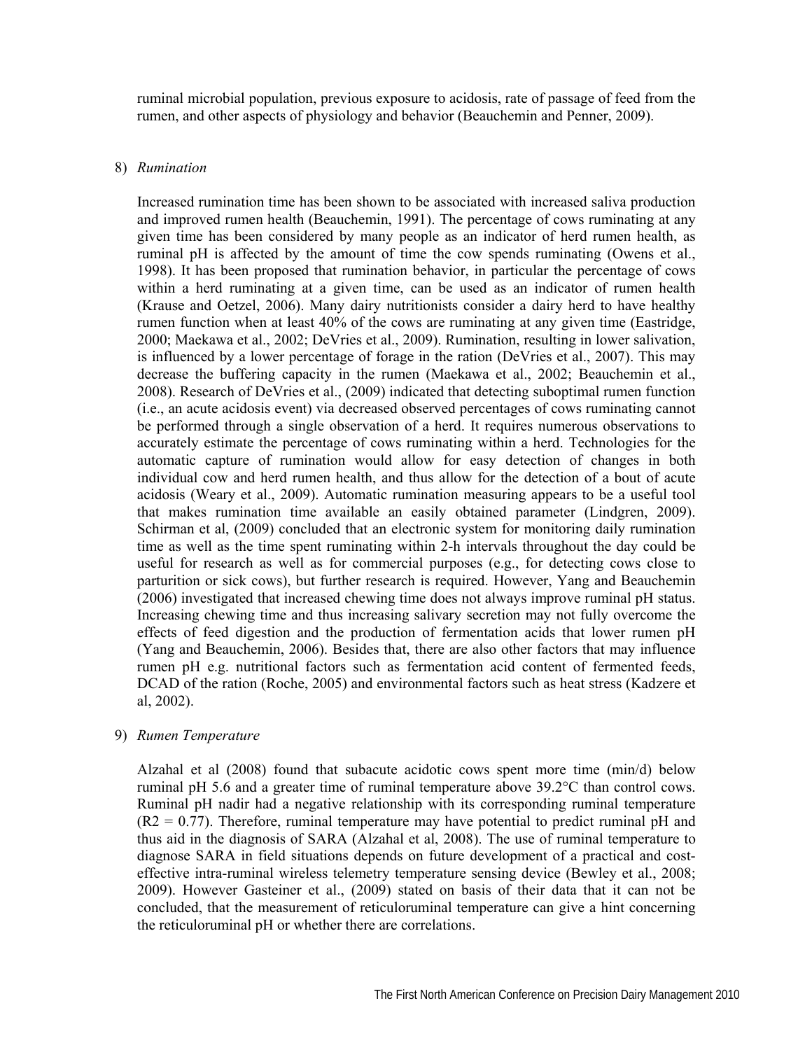ruminal microbial population, previous exposure to acidosis, rate of passage of feed from the rumen, and other aspects of physiology and behavior (Beauchemin and Penner, 2009).

8) *Rumination*

Increased rumination time has been shown to be associated with increased saliva production and improved rumen health (Beauchemin, 1991). The percentage of cows ruminating at any given time has been considered by many people as an indicator of herd rumen health, as ruminal pH is affected by the amount of time the cow spends ruminating (Owens et al., 1998). It has been proposed that rumination behavior, in particular the percentage of cows within a herd ruminating at a given time, can be used as an indicator of rumen health (Krause and Oetzel, 2006). Many dairy nutritionists consider a dairy herd to have healthy rumen function when at least 40% of the cows are ruminating at any given time (Eastridge, 2000; Maekawa et al., 2002; DeVries et al., 2009). Rumination, resulting in lower salivation, is influenced by a lower percentage of forage in the ration (DeVries et al., 2007). This may decrease the buffering capacity in the rumen (Maekawa et al., 2002; Beauchemin et al., 2008). Research of DeVries et al., (2009) indicated that detecting suboptimal rumen function (i.e., an acute acidosis event) via decreased observed percentages of cows ruminating cannot be performed through a single observation of a herd. It requires numerous observations to accurately estimate the percentage of cows ruminating within a herd. Technologies for the automatic capture of rumination would allow for easy detection of changes in both individual cow and herd rumen health, and thus allow for the detection of a bout of acute acidosis (Weary et al., 2009). Automatic rumination measuring appears to be a useful tool that makes rumination time available an easily obtained parameter (Lindgren, 2009). Schirman et al, (2009) concluded that an electronic system for monitoring daily rumination time as well as the time spent ruminating within 2-h intervals throughout the day could be useful for research as well as for commercial purposes (e.g., for detecting cows close to parturition or sick cows), but further research is required. However, Yang and Beauchemin (2006) investigated that increased chewing time does not always improve ruminal pH status. Increasing chewing time and thus increasing salivary secretion may not fully overcome the effects of feed digestion and the production of fermentation acids that lower rumen pH (Yang and Beauchemin, 2006). Besides that, there are also other factors that may influence rumen pH e.g. nutritional factors such as fermentation acid content of fermented feeds, DCAD of the ration (Roche, 2005) and environmental factors such as heat stress (Kadzere et al, 2002).

9) *Rumen Temperature*

Alzahal et al (2008) found that subacute acidotic cows spent more time (min/d) below ruminal pH 5.6 and a greater time of ruminal temperature above 39.2°C than control cows. Ruminal pH nadir had a negative relationship with its corresponding ruminal temperature ($R2 = 0.77$). Therefore, ruminal temperature may have potential to predict ruminal pH and thus aid in the diagnosis of SARA (Alzahal et al, 2008). The use of ruminal temperature to diagnose SARA in field situations depends on future development of a practical and cost-effective intra-ruminal wireless telemetry temperature sensing device (Bewley et al., 2008; 2009). However Gasteiner et al., (2009) stated on basis of their data that it can not be concluded, that the measurement of reticuloruminal temperature can give a hint concerning the reticuloruminal pH or whether there are correlations.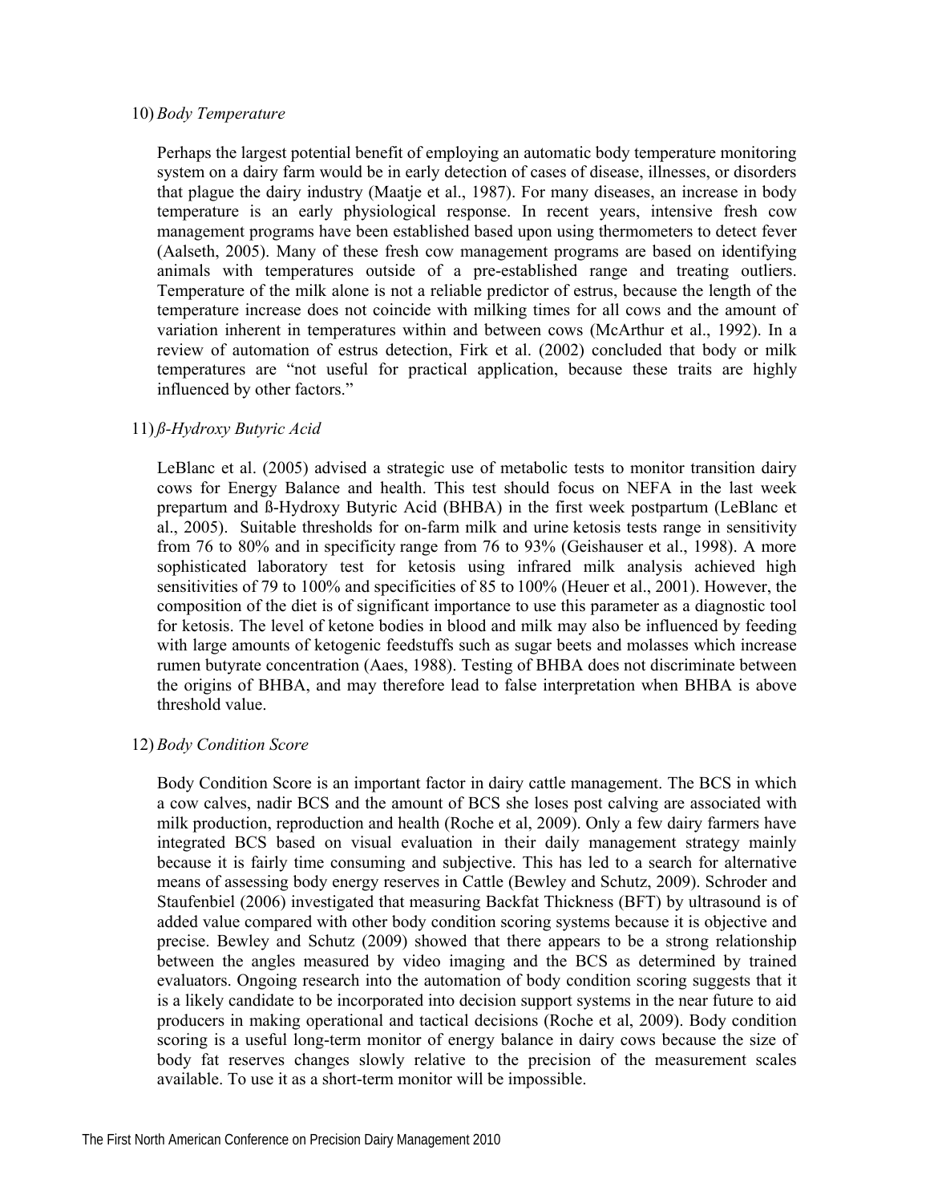10) *Body Temperature*

Perhaps the largest potential benefit of employing an automatic body temperature monitoring system on a dairy farm would be in early detection of cases of disease, illnesses, or disorders that plague the dairy industry (Maatje et al., 1987). For many diseases, an increase in body temperature is an early physiological response. In recent years, intensive fresh cow management programs have been established based upon using thermometers to detect fever (Aalseth, 2005). Many of these fresh cow management programs are based on identifying animals with temperatures outside of a pre-established range and treating outliers. Temperature of the milk alone is not a reliable predictor of estrus, because the length of the temperature increase does not coincide with milking times for all cows and the amount of variation inherent in temperatures within and between cows (McArthur et al., 1992). In a review of automation of estrus detection, Firk et al. (2002) concluded that body or milk temperatures are "not useful for practical application, because these traits are highly influenced by other factors."

11) *ß-Hydroxy Butyric Acid*

LeBlanc et al. (2005) advised a strategic use of metabolic tests to monitor transition dairy cows for Energy Balance and health. This test should focus on NEFA in the last week prepartum and ß-Hydroxy Butyric Acid (BHBA) in the first week postpartum (LeBlanc et al., 2005). Suitable thresholds for on-farm milk and urine ketosis tests range in sensitivity from 76 to 80% and in specificity range from 76 to 93% (Geishauser et al., 1998). A more sophisticated laboratory test for ketosis using infrared milk analysis achieved high sensitivities of 79 to 100% and specificities of 85 to 100% (Heuer et al., 2001). However, the composition of the diet is of significant importance to use this parameter as a diagnostic tool for ketosis. The level of ketone bodies in blood and milk may also be influenced by feeding with large amounts of ketogenic feedstuffs such as sugar beets and molasses which increase rumen butyrate concentration (Aaes, 1988). Testing of BHBA does not discriminate between the origins of BHBA, and may therefore lead to false interpretation when BHBA is above threshold value.

12) *Body Condition Score*

Body Condition Score is an important factor in dairy cattle management. The BCS in which a cow calves, nadir BCS and the amount of BCS she loses post calving are associated with milk production, reproduction and health (Roche et al, 2009). Only a few dairy farmers have integrated BCS based on visual evaluation in their daily management strategy mainly because it is fairly time consuming and subjective. This has led to a search for alternative means of assessing body energy reserves in Cattle (Bewley and Schutz, 2009). Schroder and Staufenbiel (2006) investigated that measuring Backfat Thickness (BFT) by ultrasound is of added value compared with other body condition scoring systems because it is objective and precise. Bewley and Schutz (2009) showed that there appears to be a strong relationship between the angles measured by video imaging and the BCS as determined by trained evaluators. Ongoing research into the automation of body condition scoring suggests that it is a likely candidate to be incorporated into decision support systems in the near future to aid producers in making operational and tactical decisions (Roche et al, 2009). Body condition scoring is a useful long-term monitor of energy balance in dairy cows because the size of body fat reserves changes slowly relative to the precision of the measurement scales available. To use it as a short-term monitor will be impossible.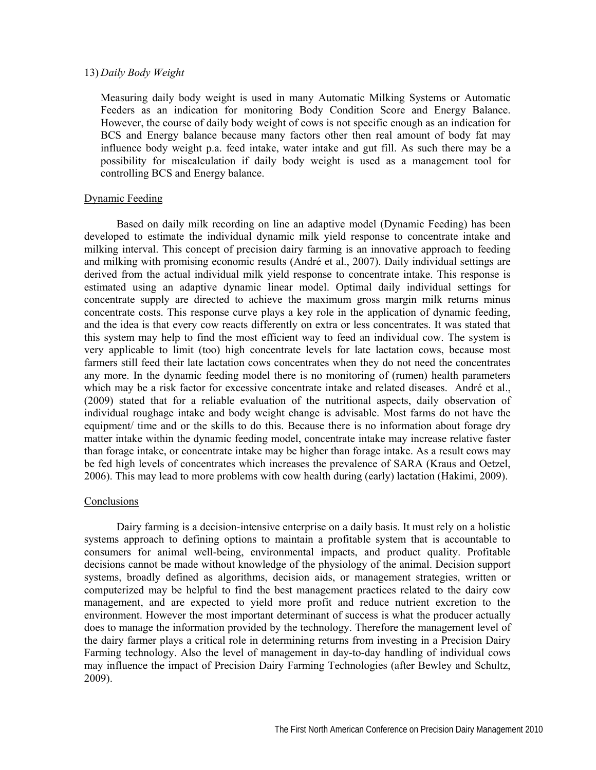13) *Daily Body Weight*

Measuring daily body weight is used in many Automatic Milking Systems or Automatic Feeders as an indication for monitoring Body Condition Score and Energy Balance. However, the course of daily body weight of cows is not specific enough as an indication for BCS and Energy balance because many factors other then real amount of body fat may influence body weight p.a. feed intake, water intake and gut fill. As such there may be a possibility for miscalculation if daily body weight is used as a management tool for controlling BCS and Energy balance.

## Dynamic Feeding

Based on daily milk recording on line an adaptive model (Dynamic Feeding) has been developed to estimate the individual dynamic milk yield response to concentrate intake and milking interval. This concept of precision dairy farming is an innovative approach to feeding and milking with promising economic results (André et al., 2007). Daily individual settings are derived from the actual individual milk yield response to concentrate intake. This response is estimated using an adaptive dynamic linear model. Optimal daily individual settings for concentrate supply are directed to achieve the maximum gross margin milk returns minus concentrate costs. This response curve plays a key role in the application of dynamic feeding, and the idea is that every cow reacts differently on extra or less concentrates. It was stated that this system may help to find the most efficient way to feed an individual cow. The system is very applicable to limit (too) high concentrate levels for late lactation cows, because most farmers still feed their late lactation cows concentrates when they do not need the concentrates any more. In the dynamic feeding model there is no monitoring of (rumen) health parameters which may be a risk factor for excessive concentrate intake and related diseases. André et al., (2009) stated that for a reliable evaluation of the nutritional aspects, daily observation of individual roughage intake and body weight change is advisable. Most farms do not have the equipment/ time and or the skills to do this. Because there is no information about forage dry matter intake within the dynamic feeding model, concentrate intake may increase relative faster than forage intake, or concentrate intake may be higher than forage intake. As a result cows may be fed high levels of concentrates which increases the prevalence of SARA (Kraus and Oetzel, 2006). This may lead to more problems with cow health during (early) lactation (Hakimi, 2009).

## Conclusions

Dairy farming is a decision-intensive enterprise on a daily basis. It must rely on a holistic systems approach to defining options to maintain a profitable system that is accountable to consumers for animal well-being, environmental impacts, and product quality. Profitable decisions cannot be made without knowledge of the physiology of the animal. Decision support systems, broadly defined as algorithms, decision aids, or management strategies, written or computerized may be helpful to find the best management practices related to the dairy cow management, and are expected to yield more profit and reduce nutrient excretion to the environment. However the most important determinant of success is what the producer actually does to manage the information provided by the technology. Therefore the management level of the dairy farmer plays a critical role in determining returns from investing in a Precision Dairy Farming technology. Also the level of management in day-to-day handling of individual cows may influence the impact of Precision Dairy Farming Technologies (after Bewley and Schultz, 2009).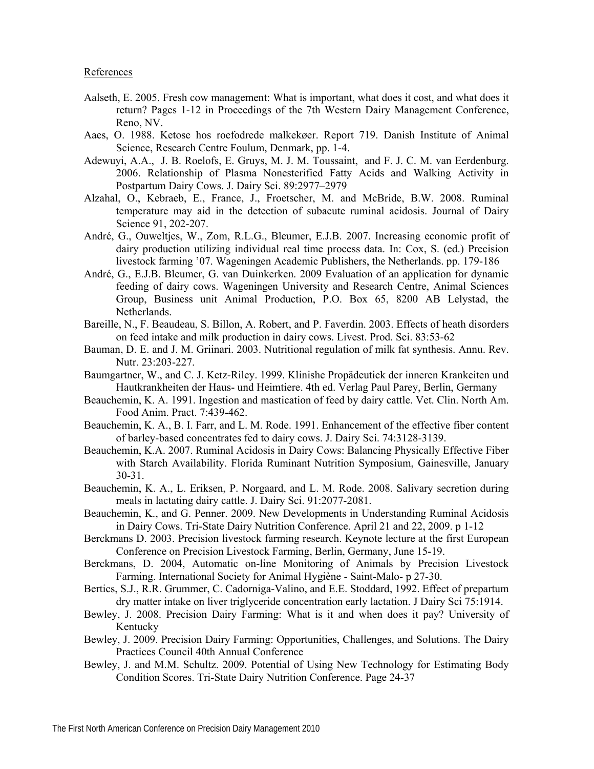References

- Aalseth, E. 2005. Fresh cow management: What is important, what does it cost, and what does it return? Pages 1-12 in Proceedings of the 7th Western Dairy Management Conference, Reno, NV.
- Aaes, O. 1988. Ketose hos roefodrede malkekøer. Report 719. Danish Institute of Animal Science, Research Centre Foulum, Denmark, pp. 1-4.
- Adewuyi, A.A., J. B. Roelofs, E. Gruys, M. J. M. Toussaint, and F. J. C. M. van Eerdenburg. 2006. Relationship of Plasma Nonesterified Fatty Acids and Walking Activity in Postpartum Dairy Cows. J. Dairy Sci. 89:2977–2979
- Alzahal, O., Kebraeb, E., France, J., Froetscher, M. and McBride, B.W. 2008. Ruminal temperature may aid in the detection of subacute ruminal acidosis. Journal of Dairy Science 91, 202-207.
- André, G., Ouweltjes, W., Zom, R.L.G., Bleumer, E.J.B. 2007. Increasing economic profit of dairy production utilizing individual real time process data. In: Cox, S. (ed.) Precision livestock farming '07. Wageningen Academic Publishers, the Netherlands. pp. 179-186
- André, G., E.J.B. Bleumer, G. van Duinkerken. 2009 Evaluation of an application for dynamic feeding of dairy cows. Wageningen University and Research Centre, Animal Sciences Group, Business unit Animal Production, P.O. Box 65, 8200 AB Lelystad, the Netherlands.
- Bareille, N., F. Beaudeau, S. Billon, A. Robert, and P. Faverdin. 2003. Effects of heath disorders on feed intake and milk production in dairy cows. Livest. Prod. Sci. 83:53-62
- Bauman, D. E. and J. M. Griinari. 2003. Nutritional regulation of milk fat synthesis. Annu. Rev. Nutr. 23:203-227.
- Baumgartner, W., and C. J. Ketz-Riley. 1999. Klinishe Propädeutick der inneren Krankeiten und Hautkrankheiten der Haus- und Heimtiere. 4th ed. Verlag Paul Parey, Berlin, Germany
- Beauchemin, K. A. 1991. Ingestion and mastication of feed by dairy cattle. Vet. Clin. North Am. Food Anim. Pract. 7:439-462.
- Beauchemin, K. A., B. I. Farr, and L. M. Rode. 1991. Enhancement of the effective fiber content of barley-based concentrates fed to dairy cows. J. Dairy Sci. 74:3128-3139.
- Beauchemin, K.A. 2007. Ruminal Acidosis in Dairy Cows: Balancing Physically Effective Fiber with Starch Availability. Florida Ruminant Nutrition Symposium, Gainesville, January 30-31.
- Beauchemin, K. A., L. Eriksen, P. Norgaard, and L. M. Rode. 2008. Salivary secretion during meals in lactating dairy cattle. J. Dairy Sci. 91:2077-2081.
- Beauchemin, K., and G. Penner. 2009. New Developments in Understanding Ruminal Acidosis in Dairy Cows. Tri-State Dairy Nutrition Conference. April 21 and 22, 2009. p 1-12
- Berckmans D. 2003. Precision livestock farming research. Keynote lecture at the first European Conference on Precision Livestock Farming, Berlin, Germany, June 15-19.
- Berckmans, D. 2004, Automatic on-line Monitoring of Animals by Precision Livestock Farming. International Society for Animal Hygiène - Saint-Malo- p 27-30.
- Bertics, S.J., R.R. Grummer, C. Cadorniga-Valino, and E.E. Stoddard, 1992. Effect of prepartum dry matter intake on liver triglyceride concentration early lactation. J Dairy Sci 75:1914.
- Bewley, J. 2008. Precision Dairy Farming: What is it and when does it pay? University of Kentucky
- Bewley, J. 2009. Precision Dairy Farming: Opportunities, Challenges, and Solutions. The Dairy Practices Council 40th Annual Conference
- Bewley, J. and M.M. Schultz. 2009. Potential of Using New Technology for Estimating Body Condition Scores. Tri-State Dairy Nutrition Conference. Page 24-37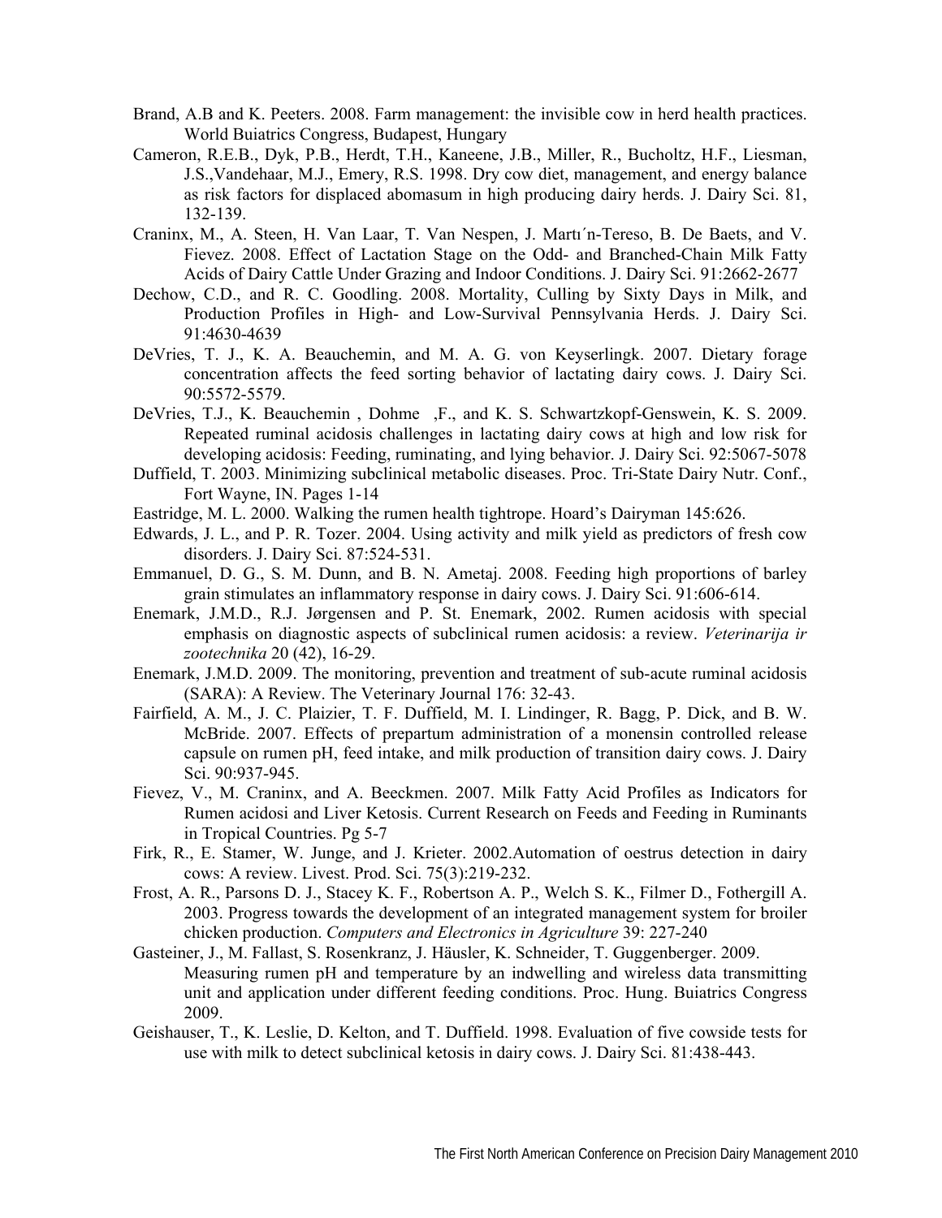Brand, A.B and K. Peeters. 2008. Farm management: the invisible cow in herd health practices. World Buiatrics Congress, Budapest, Hungary

Cameron, R.E.B., Dyk, P.B., Herdt, T.H., Kaneene, J.B., Miller, R., Bucholtz, H.F., Liesman, J.S.,Vandehaar, M.J., Emery, R.S. 1998. Dry cow diet, management, and energy balance as risk factors for displaced abomasum in high producing dairy herds. J. Dairy Sci. 81, 132-139.

Craninx, M., A. Steen, H. Van Laar, T. Van Nespen, J. Martı´n-Tereso, B. De Baets, and V. Fievez. 2008. Effect of Lactation Stage on the Odd- and Branched-Chain Milk Fatty Acids of Dairy Cattle Under Grazing and Indoor Conditions. J. Dairy Sci. 91:2662-2677

Dechow, C.D., and R. C. Goodling. 2008. Mortality, Culling by Sixty Days in Milk, and Production Profiles in High- and Low-Survival Pennsylvania Herds. J. Dairy Sci. 91:4630-4639

DeVries, T. J., K. A. Beauchemin, and M. A. G. von Keyserlingk. 2007. Dietary forage concentration affects the feed sorting behavior of lactating dairy cows. J. Dairy Sci. 90:5572-5579.

DeVries, T.J., K. Beauchemin , Dohme ,F., and K. S. Schwartzkopf-Genswein, K. S. 2009. Repeated ruminal acidosis challenges in lactating dairy cows at high and low risk for developing acidosis: Feeding, ruminating, and lying behavior. J. Dairy Sci. 92:5067-5078

Duffield, T. 2003. Minimizing subclinical metabolic diseases. Proc. Tri-State Dairy Nutr. Conf., Fort Wayne, IN. Pages 1-14

Eastridge, M. L. 2000. Walking the rumen health tightrope. Hoard's Dairyman 145:626.

Edwards, J. L., and P. R. Tozer. 2004. Using activity and milk yield as predictors of fresh cow disorders. J. Dairy Sci. 87:524-531.

Emmanuel, D. G., S. M. Dunn, and B. N. Ametaj. 2008. Feeding high proportions of barley grain stimulates an inflammatory response in dairy cows. J. Dairy Sci. 91:606-614.

Enemark, J.M.D., R.J. Jørgensen and P. St. Enemark, 2002. Rumen acidosis with special emphasis on diagnostic aspects of subclinical rumen acidosis: a review. *Veterinarija ir zootechnika* 20 (42), 16-29.

Enemark, J.M.D. 2009. The monitoring, prevention and treatment of sub-acute ruminal acidosis (SARA): A Review. The Veterinary Journal 176: 32-43.

Fairfield, A. M., J. C. Plaizier, T. F. Duffield, M. I. Lindinger, R. Bagg, P. Dick, and B. W. McBride. 2007. Effects of prepartum administration of a monensin controlled release capsule on rumen pH, feed intake, and milk production of transition dairy cows. J. Dairy Sci. 90:937-945.

Fievez, V., M. Craninx, and A. Beeckmen. 2007. Milk Fatty Acid Profiles as Indicators for Rumen acidosi and Liver Ketosis. Current Research on Feeds and Feeding in Ruminants in Tropical Countries. Pg 5-7

Firk, R., E. Stamer, W. Junge, and J. Krieter. 2002.Automation of oestrus detection in dairy cows: A review. Livest. Prod. Sci. 75(3):219-232.

Frost, A. R., Parsons D. J., Stacey K. F., Robertson A. P., Welch S. K., Filmer D., Fothergill A. 2003. Progress towards the development of an integrated management system for broiler chicken production. *Computers and Electronics in Agriculture* 39: 227-240

Gasteiner, J., M. Fallast, S. Rosenkranz, J. Häusler, K. Schneider, T. Guggenberger. 2009. Measuring rumen pH and temperature by an indwelling and wireless data transmitting unit and application under different feeding conditions. Proc. Hung. Buiatrics Congress 2009.

Geishauser, T., K. Leslie, D. Kelton, and T. Duffield. 1998. Evaluation of five cowside tests for use with milk to detect subclinical ketosis in dairy cows. J. Dairy Sci. 81:438-443.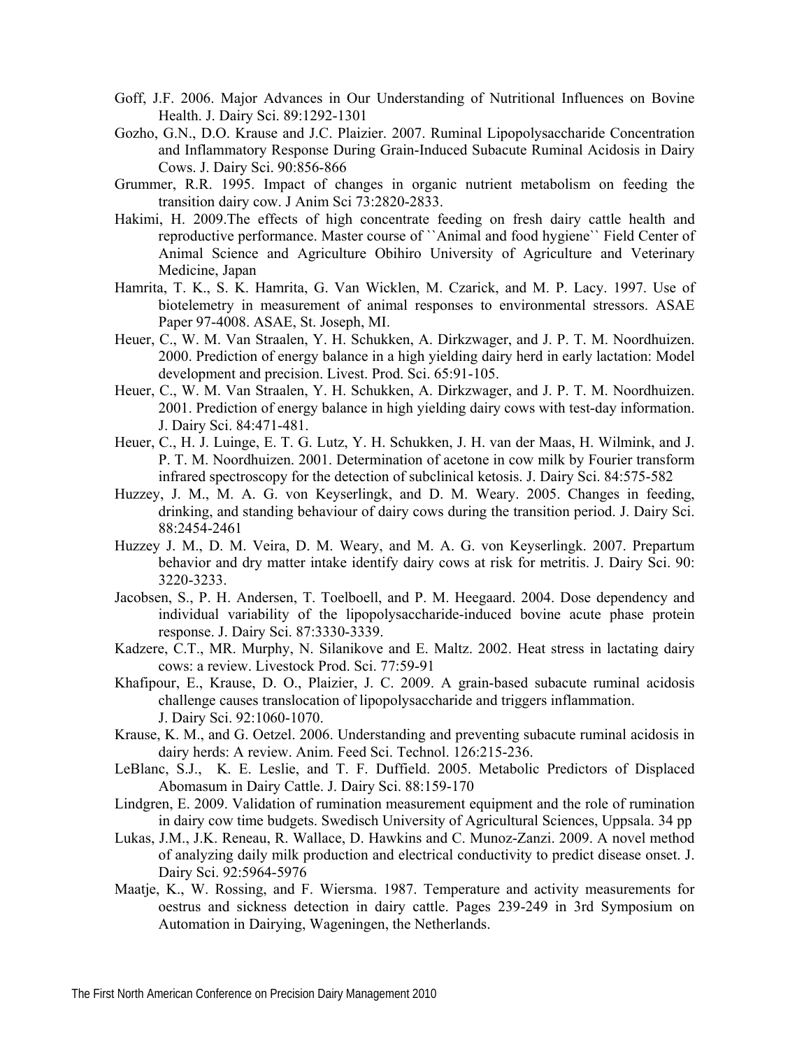Goff, J.F. 2006. Major Advances in Our Understanding of Nutritional Influences on Bovine Health. J. Dairy Sci. 89:1292-1301

Gozho, G.N., D.O. Krause and J.C. Plaizier. 2007. Ruminal Lipopolysaccharide Concentration and Inflammatory Response During Grain-Induced Subacute Ruminal Acidosis in Dairy Cows. J. Dairy Sci. 90:856-866

Grummer, R.R. 1995. Impact of changes in organic nutrient metabolism on feeding the transition dairy cow. J Anim Sci 73:2820-2833.

Hakimi, H. 2009.The effects of high concentrate feeding on fresh dairy cattle health and reproductive performance. Master course of ``Animal and food hygiene`` Field Center of Animal Science and Agriculture Obihiro University of Agriculture and Veterinary Medicine, Japan

Hamrita, T. K., S. K. Hamrita, G. Van Wicklen, M. Czarick, and M. P. Lacy. 1997. Use of biotelemetry in measurement of animal responses to environmental stressors. ASAE Paper 97-4008. ASAE, St. Joseph, MI.

Heuer, C., W. M. Van Straalen, Y. H. Schukken, A. Dirkzwager, and J. P. T. M. Noordhuizen. 2000. Prediction of energy balance in a high yielding dairy herd in early lactation: Model development and precision. Livest. Prod. Sci. 65:91-105.

Heuer, C., W. M. Van Straalen, Y. H. Schukken, A. Dirkzwager, and J. P. T. M. Noordhuizen. 2001. Prediction of energy balance in high yielding dairy cows with test-day information. J. Dairy Sci. 84:471-481.

Heuer, C., H. J. Luinge, E. T. G. Lutz, Y. H. Schukken, J. H. van der Maas, H. Wilmink, and J. P. T. M. Noordhuizen. 2001. Determination of acetone in cow milk by Fourier transform infrared spectroscopy for the detection of subclinical ketosis. J. Dairy Sci. 84:575-582

Huzzey, J. M., M. A. G. von Keyserlingk, and D. M. Weary. 2005. Changes in feeding, drinking, and standing behaviour of dairy cows during the transition period. J. Dairy Sci. 88:2454-2461

Huzzey J. M., D. M. Veira, D. M. Weary, and M. A. G. von Keyserlingk. 2007. Prepartum behavior and dry matter intake identify dairy cows at risk for metritis. J. Dairy Sci. 90: 3220-3233.

Jacobsen, S., P. H. Andersen, T. Toelboell, and P. M. Heegaard. 2004. Dose dependency and individual variability of the lipopolysaccharide-induced bovine acute phase protein response. J. Dairy Sci. 87:3330-3339.

Kadzere, C.T., MR. Murphy, N. Silanikove and E. Maltz. 2002. Heat stress in lactating dairy cows: a review. Livestock Prod. Sci. 77:59-91

Khafipour, E., Krause, D. O., Plaizier, J. C. 2009. A grain-based subacute ruminal acidosis challenge causes translocation of lipopolysaccharide and triggers inflammation. J. Dairy Sci. 92:1060-1070.

Krause, K. M., and G. Oetzel. 2006. Understanding and preventing subacute ruminal acidosis in dairy herds: A review. Anim. Feed Sci. Technol. 126:215-236.

LeBlanc, S.J., K. E. Leslie, and T. F. Duffield. 2005. Metabolic Predictors of Displaced Abomasum in Dairy Cattle. J. Dairy Sci. 88:159-170

Lindgren, E. 2009. Validation of rumination measurement equipment and the role of rumination in dairy cow time budgets. Swedisch University of Agricultural Sciences, Uppsala. 34 pp

Lukas, J.M., J.K. Reneau, R. Wallace, D. Hawkins and C. Munoz-Zanzi. 2009. A novel method of analyzing daily milk production and electrical conductivity to predict disease onset. J. Dairy Sci. 92:5964-5976

Maatje, K., W. Rossing, and F. Wiersma. 1987. Temperature and activity measurements for oestrus and sickness detection in dairy cattle. Pages 239-249 in 3rd Symposium on Automation in Dairying, Wageningen, the Netherlands.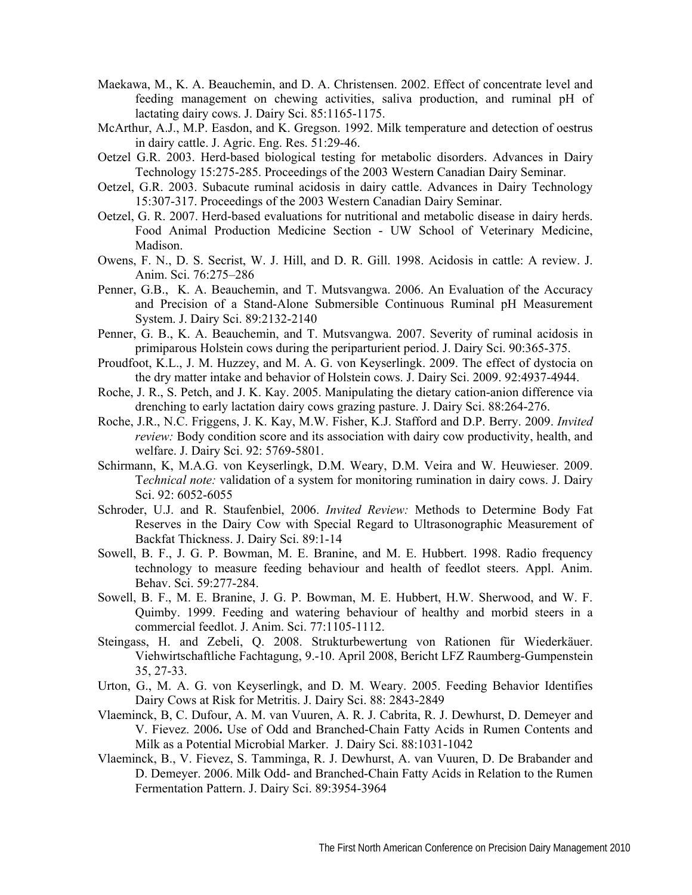Maekawa, M., K. A. Beauchemin, and D. A. Christensen. 2002. Effect of concentrate level and feeding management on chewing activities, saliva production, and ruminal pH of lactating dairy cows. J. Dairy Sci. 85:1165-1175.

McArthur, A.J., M.P. Easdon, and K. Gregson. 1992. Milk temperature and detection of oestrus in dairy cattle. J. Agric. Eng. Res. 51:29-46.

Oetzel G.R. 2003. Herd-based biological testing for metabolic disorders. Advances in Dairy Technology 15:275-285. Proceedings of the 2003 Western Canadian Dairy Seminar.

Oetzel, G.R. 2003. Subacute ruminal acidosis in dairy cattle. Advances in Dairy Technology 15:307-317. Proceedings of the 2003 Western Canadian Dairy Seminar.

Oetzel, G. R. 2007. Herd-based evaluations for nutritional and metabolic disease in dairy herds. Food Animal Production Medicine Section - UW School of Veterinary Medicine, Madison.

Owens, F. N., D. S. Secrist, W. J. Hill, and D. R. Gill. 1998. Acidosis in cattle: A review. J. Anim. Sci. 76:275–286

Penner, G.B., K. A. Beauchemin, and T. Mutsvangwa. 2006. An Evaluation of the Accuracy and Precision of a Stand-Alone Submersible Continuous Ruminal pH Measurement System. J. Dairy Sci. 89:2132-2140

Penner, G. B., K. A. Beauchemin, and T. Mutsvangwa. 2007. Severity of ruminal acidosis in primiparous Holstein cows during the periparturient period. J. Dairy Sci. 90:365-375.

Proudfoot, K.L., J. M. Huzzey, and M. A. G. von Keyserlingk. 2009. The effect of dystocia on the dry matter intake and behavior of Holstein cows. J. Dairy Sci. 2009. 92:4937-4944.

Roche, J. R., S. Petch, and J. K. Kay. 2005. Manipulating the dietary cation-anion difference via drenching to early lactation dairy cows grazing pasture. J. Dairy Sci. 88:264-276.

Roche, J.R., N.C. Friggens, J. K. Kay, M.W. Fisher, K.J. Stafford and D.P. Berry. 2009. *Invited review:* Body condition score and its association with dairy cow productivity, health, and welfare. J. Dairy Sci. 92: 5769-5801.

Schirmann, K, M.A.G. von Keyserlingk, D.M. Weary, D.M. Veira and W. Heuwieser. 2009. T*echnical note:* validation of a system for monitoring rumination in dairy cows. J. Dairy Sci. 92: 6052-6055

Schroder, U.J. and R. Staufenbiel, 2006. *Invited Review:* Methods to Determine Body Fat Reserves in the Dairy Cow with Special Regard to Ultrasonographic Measurement of Backfat Thickness. J. Dairy Sci. 89:1-14

Sowell, B. F., J. G. P. Bowman, M. E. Branine, and M. E. Hubbert. 1998. Radio frequency technology to measure feeding behaviour and health of feedlot steers. Appl. Anim. Behav. Sci. 59:277-284.

Sowell, B. F., M. E. Branine, J. G. P. Bowman, M. E. Hubbert, H.W. Sherwood, and W. F. Quimby. 1999. Feeding and watering behaviour of healthy and morbid steers in a commercial feedlot. J. Anim. Sci. 77:1105-1112.

Steingass, H. and Zebeli, Q. 2008. Strukturbewertung von Rationen für Wiederkäuer. Viehwirtschaftliche Fachtagung, 9.-10. April 2008, Bericht LFZ Raumberg-Gumpenstein 35, 27-33.

Urton, G., M. A. G. von Keyserlingk, and D. M. Weary. 2005. Feeding Behavior Identifies Dairy Cows at Risk for Metritis. J. Dairy Sci. 88: 2843-2849

Vlaeminck, B, C. Dufour, A. M. van Vuuren, A. R. J. Cabrita, R. J. Dewhurst, D. Demeyer and V. Fievez. 2006**.** Use of Odd and Branched-Chain Fatty Acids in Rumen Contents and Milk as a Potential Microbial Marker. J. Dairy Sci. 88:1031-1042

Vlaeminck, B., V. Fievez, S. Tamminga, R. J. Dewhurst, A. van Vuuren, D. De Brabander and D. Demeyer. 2006. Milk Odd- and Branched-Chain Fatty Acids in Relation to the Rumen Fermentation Pattern. J. Dairy Sci. 89:3954-3964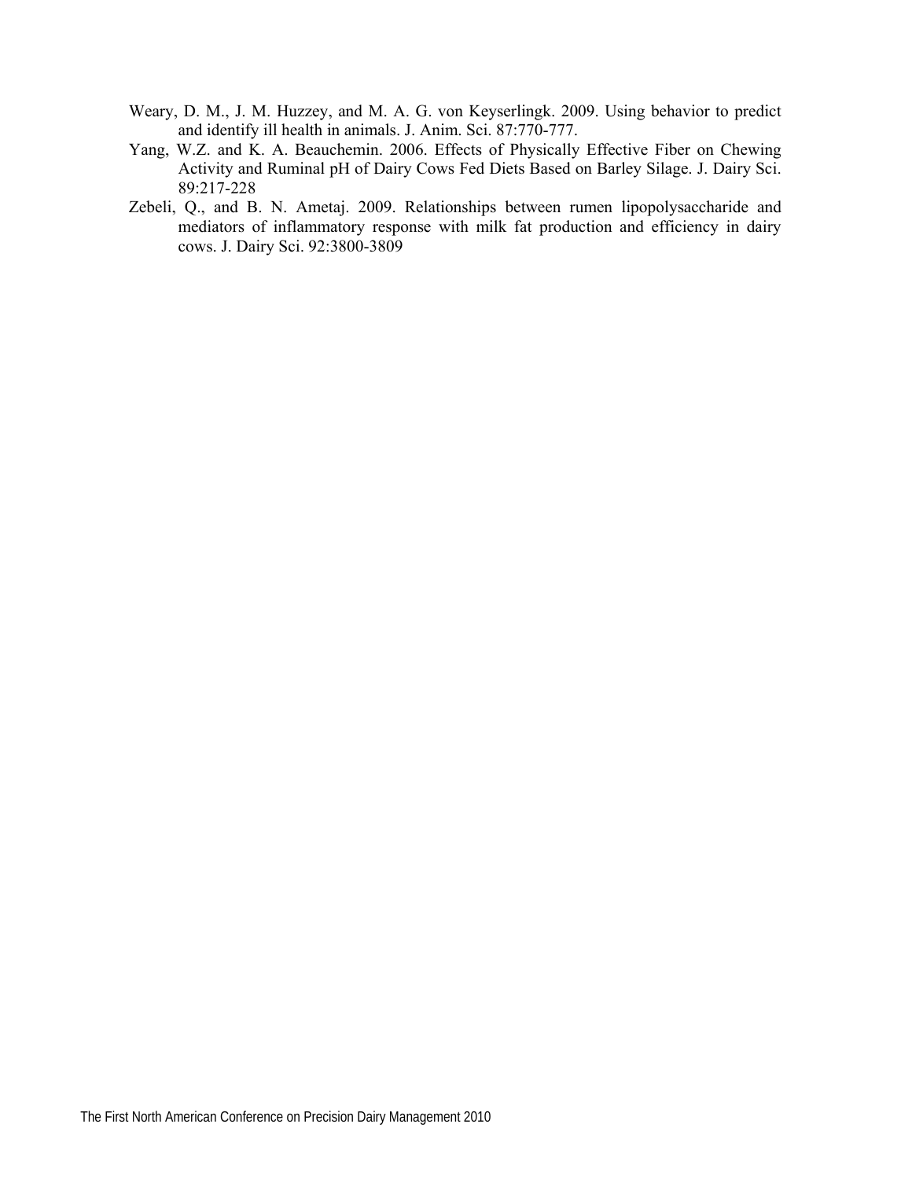Weary, D. M., J. M. Huzzey, and M. A. G. von Keyserlingk. 2009. Using behavior to predict and identify ill health in animals. J. Anim. Sci. 87:770-777.

Yang, W.Z. and K. A. Beauchemin. 2006. Effects of Physically Effective Fiber on Chewing Activity and Ruminal pH of Dairy Cows Fed Diets Based on Barley Silage. J. Dairy Sci. 89:217-228

Zebeli, Q., and B. N. Ametaj. 2009. Relationships between rumen lipopolysaccharide and mediators of inflammatory response with milk fat production and efficiency in dairy cows. J. Dairy Sci. 92:3800-3809